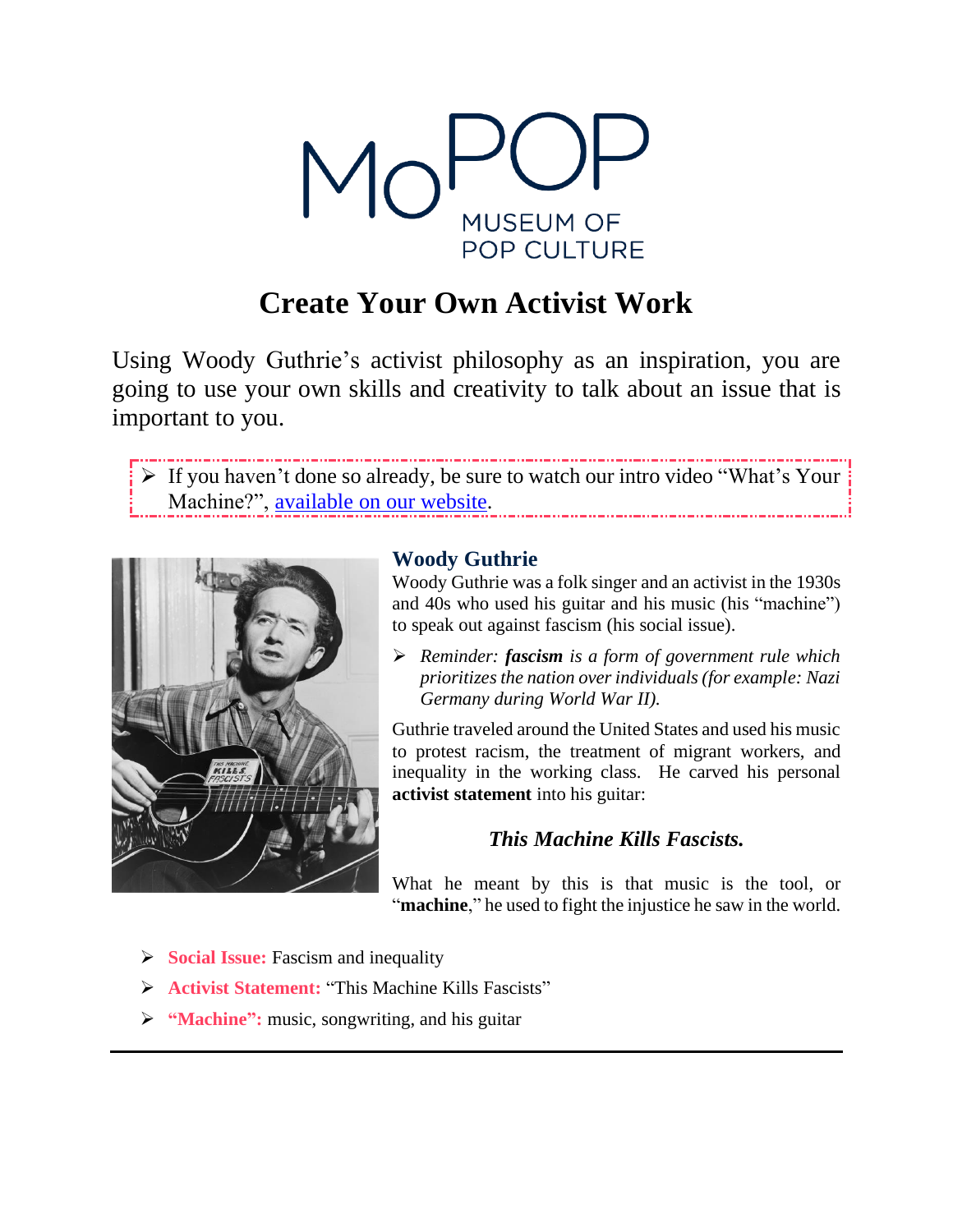MoPOP MUSEUM OF POP CULTURE

# Create Your Own Activist Work

Using Woody Guthrie's activist philosophy as an inspiration, you are going to use your own skills and creativity to talk about an issue that is important to you.

- If you haven't done so already, be sure to watch our intro video "What's Your Machine?", [available on our website](#).

## Woody Guthrie

Woody Guthrie was a folk singer and an activist in the 1930s and 40s who used his guitar and his music (his "machine") to speak out against fascism (his social issue).

- *Reminder:* ***fascism*** *is a form of government rule which prioritizes the nation over individuals (for example: Nazi Germany during World War II).*

Guthrie traveled around the United States and used his music to protest racism, the treatment of migrant workers, and inequality in the working class. He carved his personal **activist statement** into his guitar:

***This Machine Kills Fascists.***

What he meant by this is that music is the tool, or "**machine**," he used to fight the injustice he saw in the world.

- **Social Issue:** Fascism and inequality
- **Activist Statement:** "This Machine Kills Fascists"
- **"Machine":** music, songwriting, and his guitar

---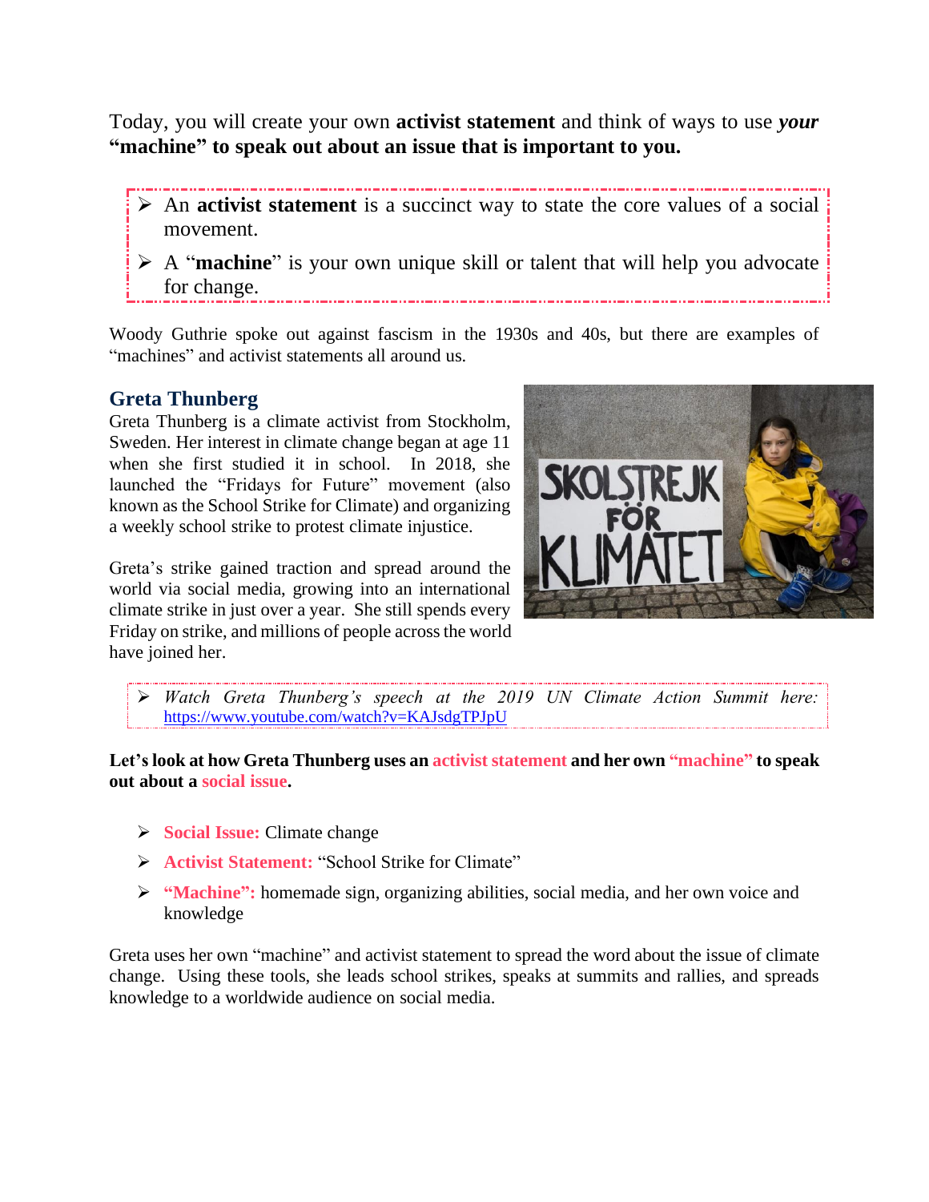Today, you will create your own **activist statement** and think of ways to use ***your*** **"machine" to speak out about an issue that is important to you.**

- An **activist statement** is a succinct way to state the core values of a social movement.
- A "**machine**" is your own unique skill or talent that will help you advocate for change.

Woody Guthrie spoke out against fascism in the 1930s and 40s, but there are examples of "machines" and activist statements all around us.

## Greta Thunberg

Greta Thunberg is a climate activist from Stockholm, Sweden. Her interest in climate change began at age 11 when she first studied it in school. In 2018, she launched the "Fridays for Future" movement (also known as the School Strike for Climate) and organizing a weekly school strike to protest climate injustice.

Greta's strike gained traction and spread around the world via social media, growing into an international climate strike in just over a year. She still spends every Friday on strike, and millions of people across the world have joined her.

- *Watch Greta Thunberg's speech at the 2019 UN Climate Action Summit here:* https://www.youtube.com/watch?v=KAJsdgTPJpU

**Let's look at how Greta Thunberg uses an activist statement and her own "machine" to speak out about a social issue.**

- **Social Issue:** Climate change
- **Activist Statement:** "School Strike for Climate"
- **"Machine":** homemade sign, organizing abilities, social media, and her own voice and knowledge

Greta uses her own "machine" and activist statement to spread the word about the issue of climate change. Using these tools, she leads school strikes, speaks at summits and rallies, and spreads knowledge to a worldwide audience on social media.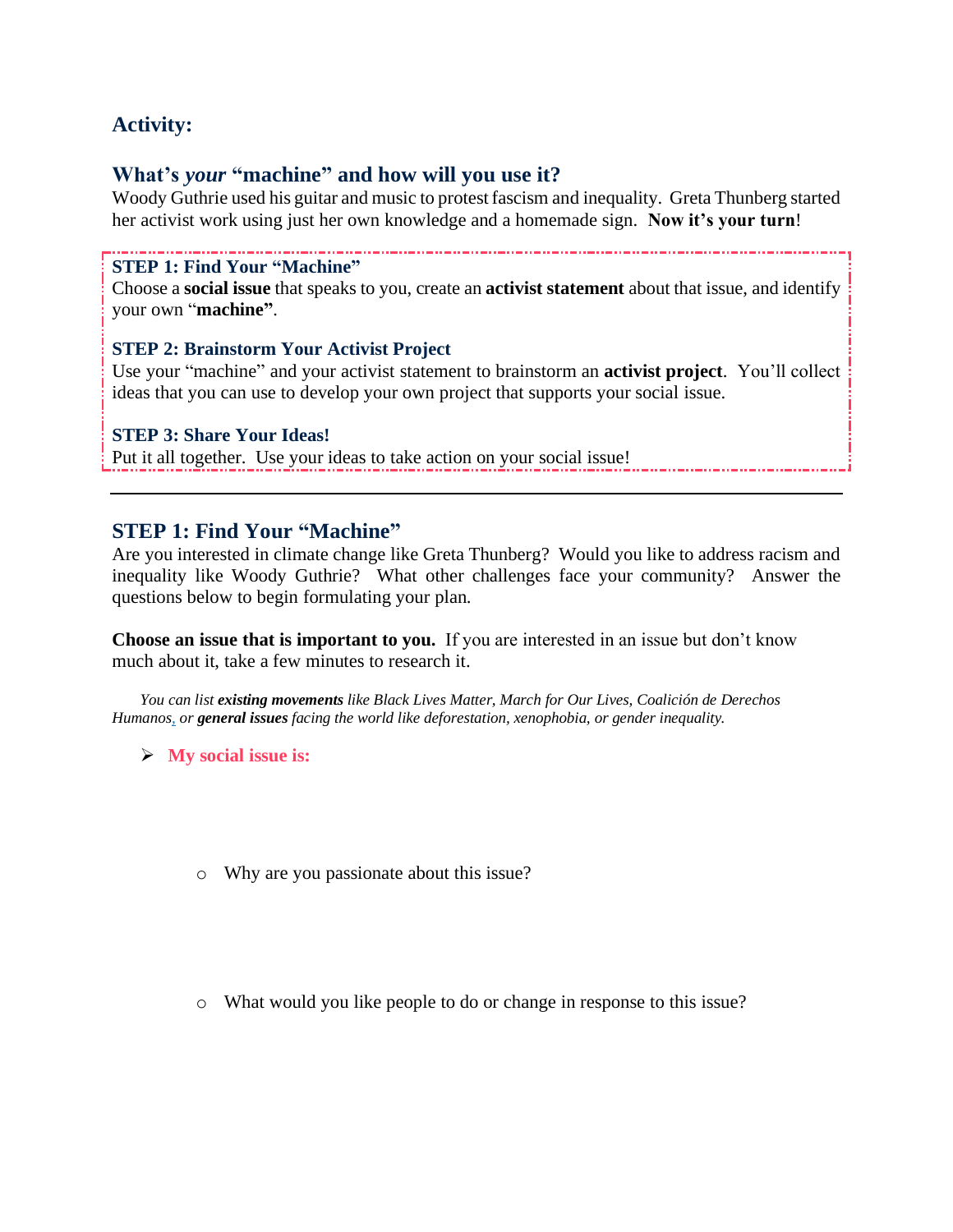## Activity:

## What's *your* "machine" and how will you use it?

Woody Guthrie used his guitar and music to protest fascism and inequality. Greta Thunberg started her activist work using just her own knowledge and a homemade sign. **Now it's your turn**!

### STEP 1: Find Your "Machine"

Choose a **social issue** that speaks to you, create an **activist statement** about that issue, and identify your own "**machine"**.

### STEP 2: Brainstorm Your Activist Project

Use your "machine" and your activist statement to brainstorm an **activist project**. You'll collect ideas that you can use to develop your own project that supports your social issue.

### STEP 3: Share Your Ideas!

Put it all together. Use your ideas to take action on your social issue!

---

## STEP 1: Find Your "Machine"

Are you interested in climate change like Greta Thunberg? Would you like to address racism and inequality like Woody Guthrie? What other challenges face your community? Answer the questions below to begin formulating your plan.

**Choose an issue that is important to you.** If you are interested in an issue but don't know much about it, take a few minutes to research it.

*You can list **existing movements** like Black Lives Matter, March for Our Lives, Coalición de Derechos Humanos, or **general issues** facing the world like deforestation, xenophobia, or gender inequality.*

- **My social issue is:**
  - Why are you passionate about this issue?
  - What would you like people to do or change in response to this issue?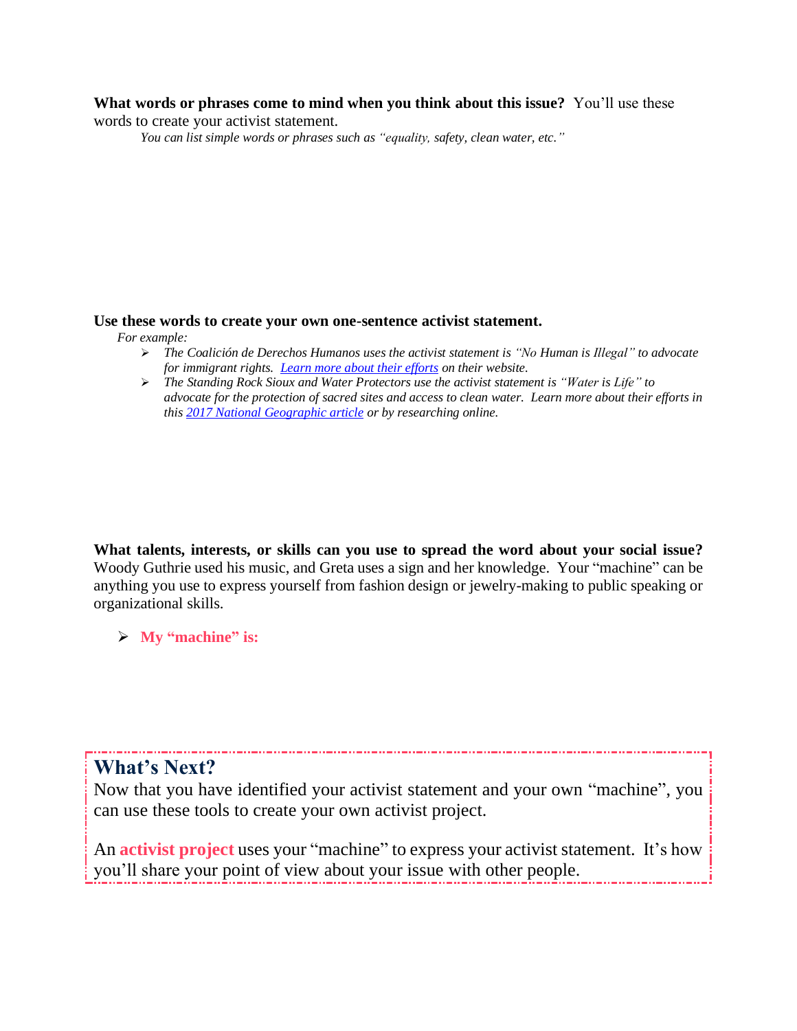**What words or phrases come to mind when you think about this issue?** You'll use these words to create your activist statement.

*You can list simple words or phrases such as "equality, safety, clean water, etc."*

**Use these words to create your own one-sentence activist statement.**

*For example:*

- *The Coalición de Derechos Humanos uses the activist statement is "No Human is Illegal" to advocate for immigrant rights. [Learn more about their efforts](#) on their website.*
- *The Standing Rock Sioux and Water Protectors use the activist statement is "Water is Life" to advocate for the protection of sacred sites and access to clean water. Learn more about their efforts in this [2017 National Geographic article](#) or by researching online.*

**What talents, interests, or skills can you use to spread the word about your social issue?** Woody Guthrie used his music, and Greta uses a sign and her knowledge. Your "machine" can be anything you use to express yourself from fashion design or jewelry-making to public speaking or organizational skills.

- **My "machine" is:**

## What's Next?

Now that you have identified your activist statement and your own "machine", you can use these tools to create your own activist project.

An **activist project** uses your "machine" to express your activist statement. It's how you'll share your point of view about your issue with other people.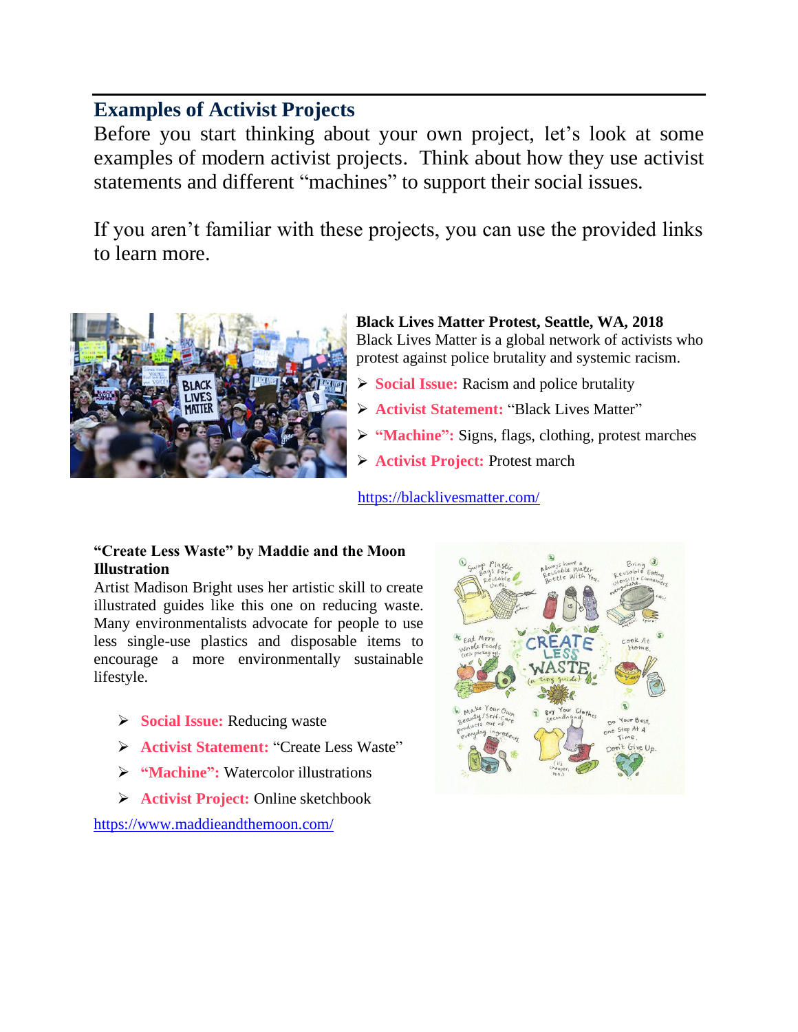## Examples of Activist Projects

Before you start thinking about your own project, let's look at some examples of modern activist projects. Think about how they use activist statements and different "machines" to support their social issues.

If you aren't familiar with these projects, you can use the provided links to learn more.

**Black Lives Matter Protest, Seattle, WA, 2018**
Black Lives Matter is a global network of activists who protest against police brutality and systemic racism.

- **Social Issue:** Racism and police brutality
- **Activist Statement:** "Black Lives Matter"
- **"Machine":** Signs, flags, clothing, protest marches
- **Activist Project:** Protest march

https://blacklivesmatter.com/

**"Create Less Waste" by Maddie and the Moon Illustration**
Artist Madison Bright uses her artistic skill to create illustrated guides like this one on reducing waste. Many environmentalists advocate for people to use less single-use plastics and disposable items to encourage a more environmentally sustainable lifestyle.

- **Social Issue:** Reducing waste
- **Activist Statement:** "Create Less Waste"
- **"Machine":** Watercolor illustrations
- **Activist Project:** Online sketchbook

https://www.maddieandthemoon.com/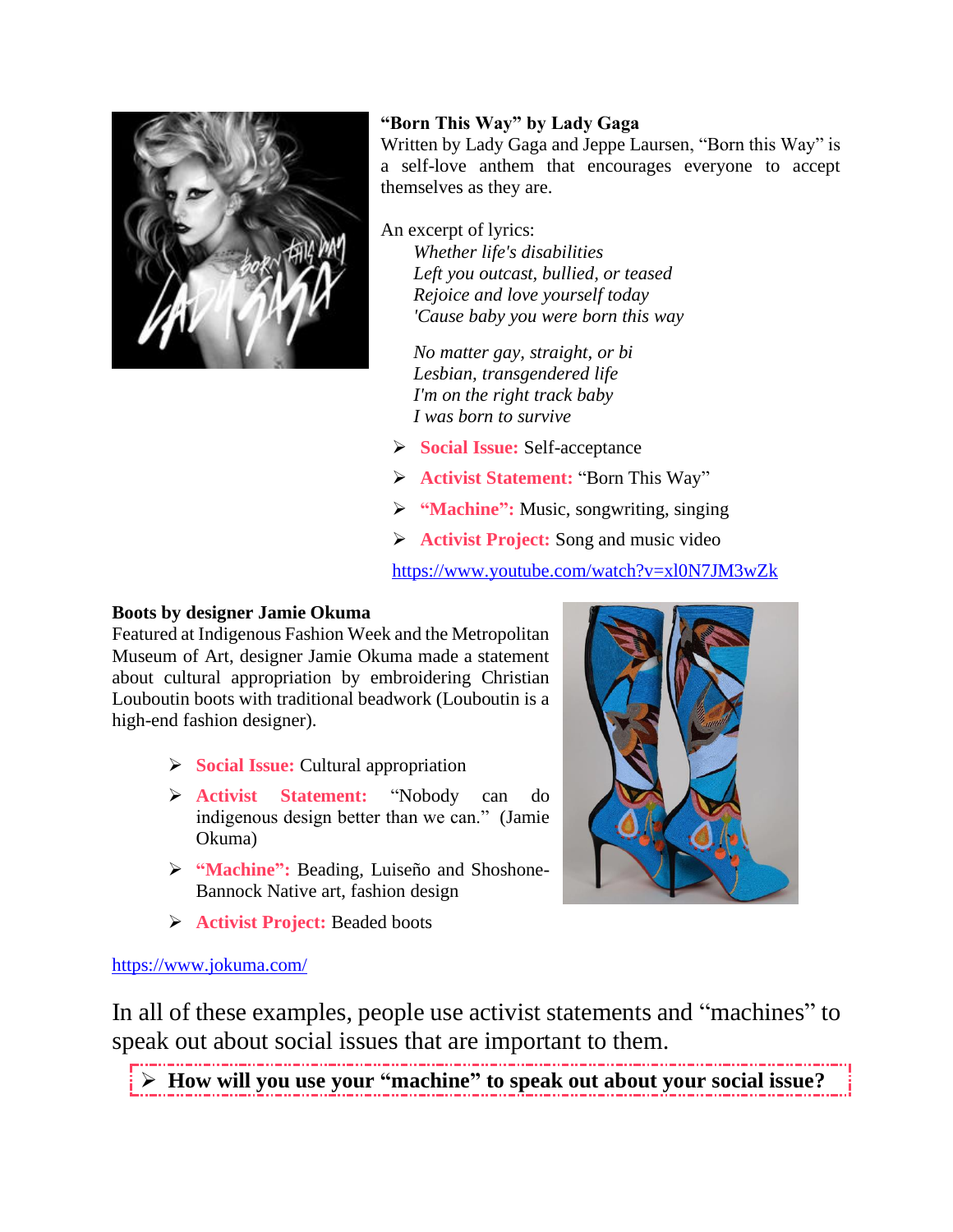**"Born This Way" by Lady Gaga**

Written by Lady Gaga and Jeppe Laursen, "Born this Way" is a self-love anthem that encourages everyone to accept themselves as they are.

An excerpt of lyrics:

*Whether life's disabilities*
*Left you outcast, bullied, or teased*
*Rejoice and love yourself today*
*'Cause baby you were born this way*

*No matter gay, straight, or bi*
*Lesbian, transgendered life*
*I'm on the right track baby*
*I was born to survive*

- **Social Issue:** Self-acceptance
- **Activist Statement:** "Born This Way"
- **"Machine":** Music, songwriting, singing
- **Activist Project:** Song and music video

https://www.youtube.com/watch?v=xl0N7JM3wZk

**Boots by designer Jamie Okuma**

Featured at Indigenous Fashion Week and the Metropolitan Museum of Art, designer Jamie Okuma made a statement about cultural appropriation by embroidering Christian Louboutin boots with traditional beadwork (Louboutin is a high-end fashion designer).

- **Social Issue:** Cultural appropriation
- **Activist Statement:** "Nobody can do indigenous design better than we can." (Jamie Okuma)
- **"Machine":** Beading, Luiseño and Shoshone-Bannock Native art, fashion design
- **Activist Project:** Beaded boots

https://www.jokuma.com/

In all of these examples, people use activist statements and "machines" to speak out about social issues that are important to them.

- **How will you use your "machine" to speak out about your social issue?**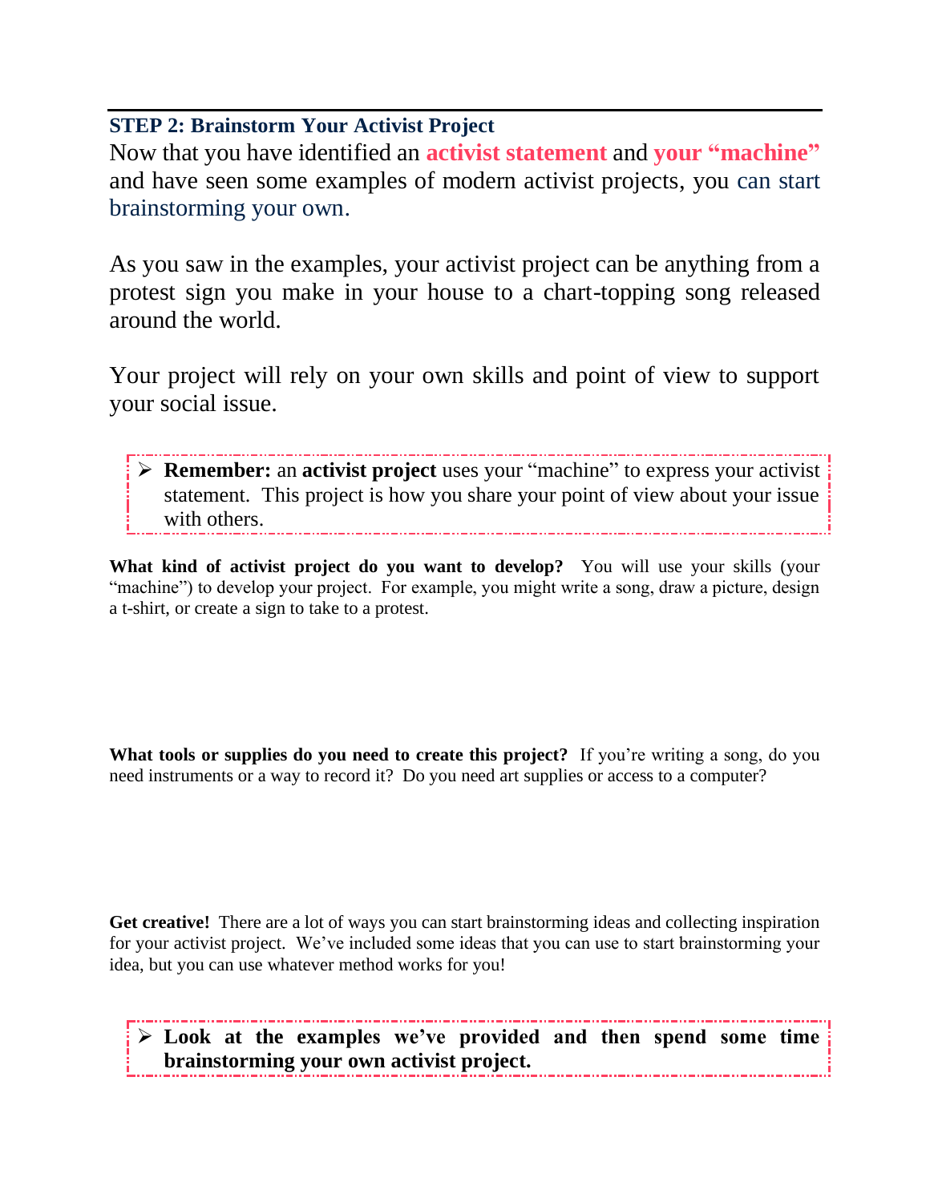## STEP 2: Brainstorm Your Activist Project

Now that you have identified an **activist statement** and **your "machine"** and have seen some examples of modern activist projects, you can start brainstorming your own.

As you saw in the examples, your activist project can be anything from a protest sign you make in your house to a chart-topping song released around the world.

Your project will rely on your own skills and point of view to support your social issue.

> - **Remember:** an **activist project** uses your "machine" to express your activist statement. This project is how you share your point of view about your issue with others.

**What kind of activist project do you want to develop?** You will use your skills (your "machine") to develop your project. For example, you might write a song, draw a picture, design a t-shirt, or create a sign to take to a protest.

**What tools or supplies do you need to create this project?** If you're writing a song, do you need instruments or a way to record it? Do you need art supplies or access to a computer?

**Get creative!** There are a lot of ways you can start brainstorming ideas and collecting inspiration for your activist project. We've included some ideas that you can use to start brainstorming your idea, but you can use whatever method works for you!

> - **Look at the examples we've provided and then spend some time brainstorming your own activist project.**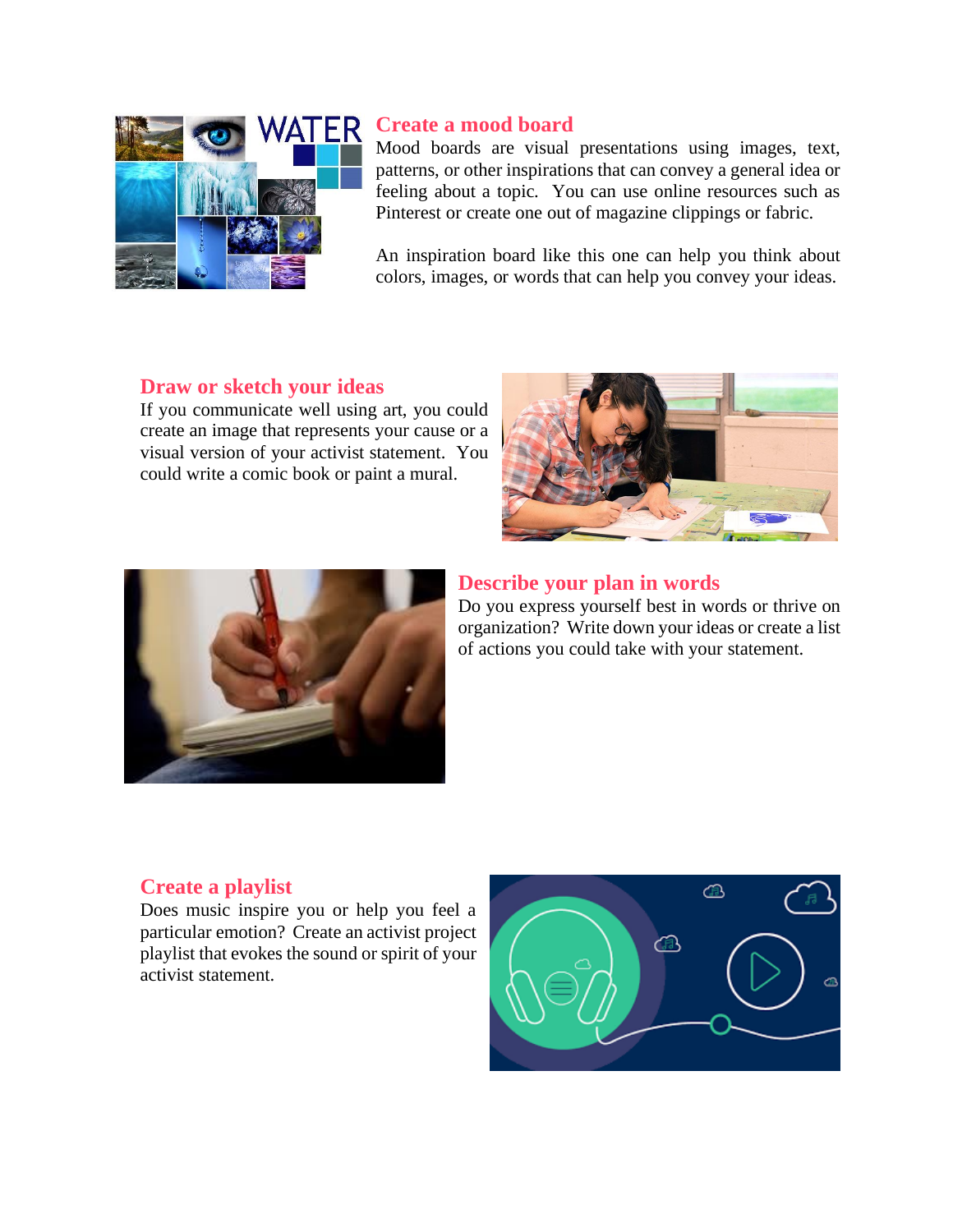## Create a mood board

Mood boards are visual presentations using images, text, patterns, or other inspirations that can convey a general idea or feeling about a topic. You can use online resources such as Pinterest or create one out of magazine clippings or fabric.

An inspiration board like this one can help you think about colors, images, or words that can help you convey your ideas.

## Draw or sketch your ideas

If you communicate well using art, you could create an image that represents your cause or a visual version of your activist statement. You could write a comic book or paint a mural.

## Describe your plan in words

Do you express yourself best in words or thrive on organization? Write down your ideas or create a list of actions you could take with your statement.

## Create a playlist

Does music inspire you or help you feel a particular emotion? Create an activist project playlist that evokes the sound or spirit of your activist statement.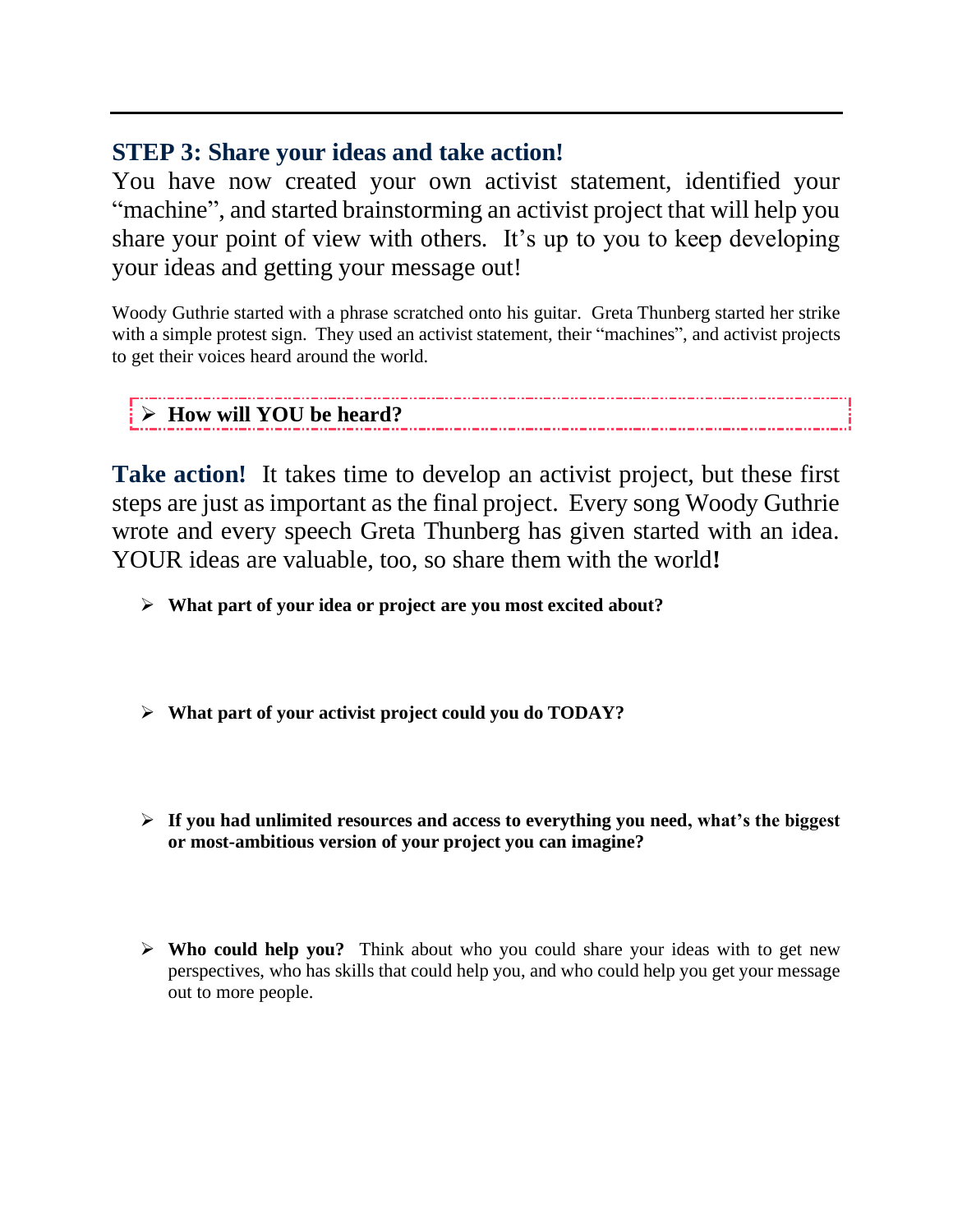## STEP 3: Share your ideas and take action!

You have now created your own activist statement, identified your "machine", and started brainstorming an activist project that will help you share your point of view with others. It's up to you to keep developing your ideas and getting your message out!

Woody Guthrie started with a phrase scratched onto his guitar. Greta Thunberg started her strike with a simple protest sign. They used an activist statement, their "machines", and activist projects to get their voices heard around the world.

- **How will YOU be heard?**

**Take action!** It takes time to develop an activist project, but these first steps are just as important as the final project. Every song Woody Guthrie wrote and every speech Greta Thunberg has given started with an idea. YOUR ideas are valuable, too, so share them with the world**!**

- **What part of your idea or project are you most excited about?**

- **What part of your activist project could you do TODAY?**

- **If you had unlimited resources and access to everything you need, what's the biggest or most-ambitious version of your project you can imagine?**

- **Who could help you?** Think about who you could share your ideas with to get new perspectives, who has skills that could help you, and who could help you get your message out to more people.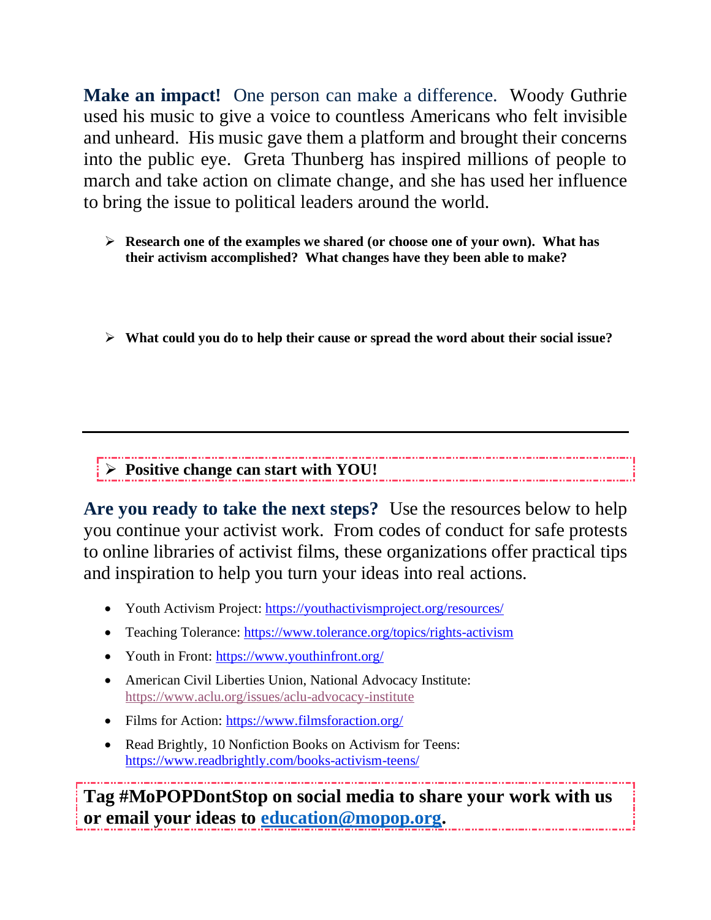**Make an impact!** One person can make a difference. Woody Guthrie used his music to give a voice to countless Americans who felt invisible and unheard. His music gave them a platform and brought their concerns into the public eye. Greta Thunberg has inspired millions of people to march and take action on climate change, and she has used her influence to bring the issue to political leaders around the world.

- **Research one of the examples we shared (or choose one of your own). What has their activism accomplished? What changes have they been able to make?**

- **What could you do to help their cause or spread the word about their social issue?**

---

- **Positive change can start with YOU!**

**Are you ready to take the next steps?** Use the resources below to help you continue your activist work. From codes of conduct for safe protests to online libraries of activist films, these organizations offer practical tips and inspiration to help you turn your ideas into real actions.

- Youth Activism Project: https://youthactivismproject.org/resources/
- Teaching Tolerance: https://www.tolerance.org/topics/rights-activism
- Youth in Front: https://www.youthinfront.org/
- American Civil Liberties Union, National Advocacy Institute: https://www.aclu.org/issues/aclu-advocacy-institute
- Films for Action: https://www.filmsforaction.org/
- Read Brightly, 10 Nonfiction Books on Activism for Teens: https://www.readbrightly.com/books-activism-teens/

**Tag #MoPOPDontStop on social media to share your work with us or email your ideas to education@mopop.org.**